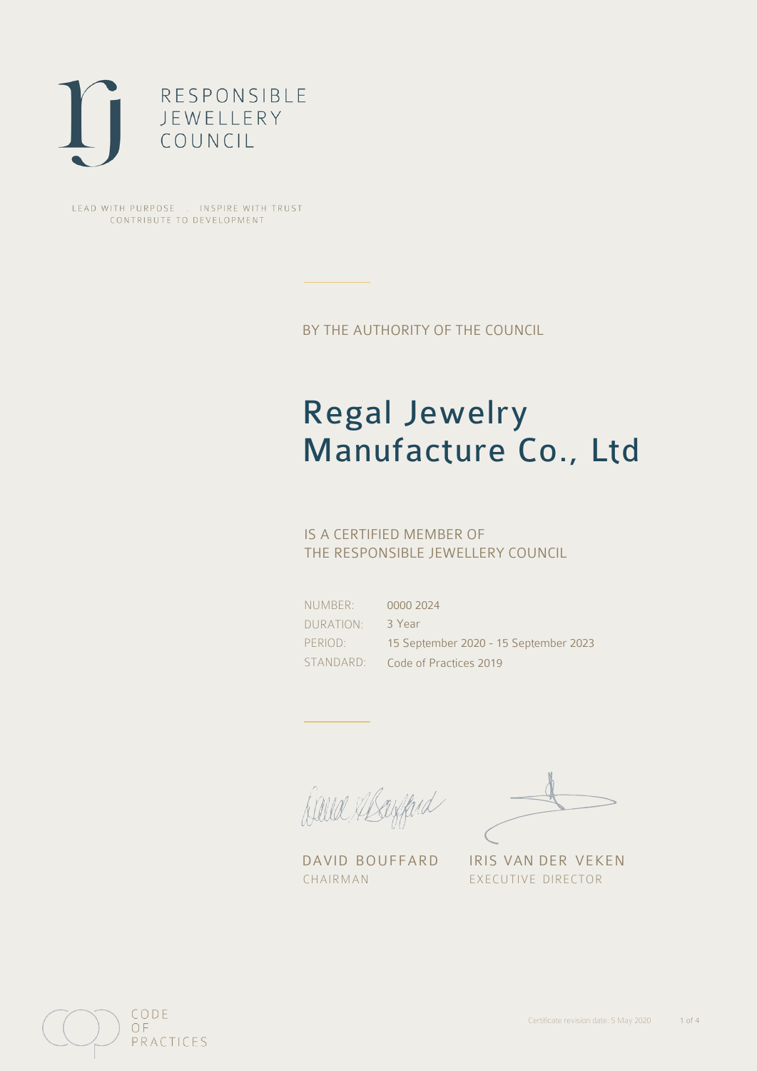RESPONSIBLE
JEWELLERY
COUNCIL

LEAD WITH PURPOSE . INSPIRE WITH TRUST
CONTRIBUTE TO DEVELOPMENT

BY THE AUTHORITY OF THE COUNCIL

# Regal Jewelry Manufacture Co., Ltd

IS A CERTIFIED MEMBER OF
THE RESPONSIBLE JEWELLERY COUNCIL

| | |
|---|---|
| NUMBER: | 0000 2024 |
| DURATION: | 3 Year |
| PERIOD: | 15 September 2020 - 15 September 2023 |
| STANDARD: | Code of Practices 2019 |

DAVID BOUFFARD
CHAIRMAN

IRIS VAN DER VEKEN
EXECUTIVE DIRECTOR

CODE
OF
PRACTICES

Certificate revision date: 5 May 2020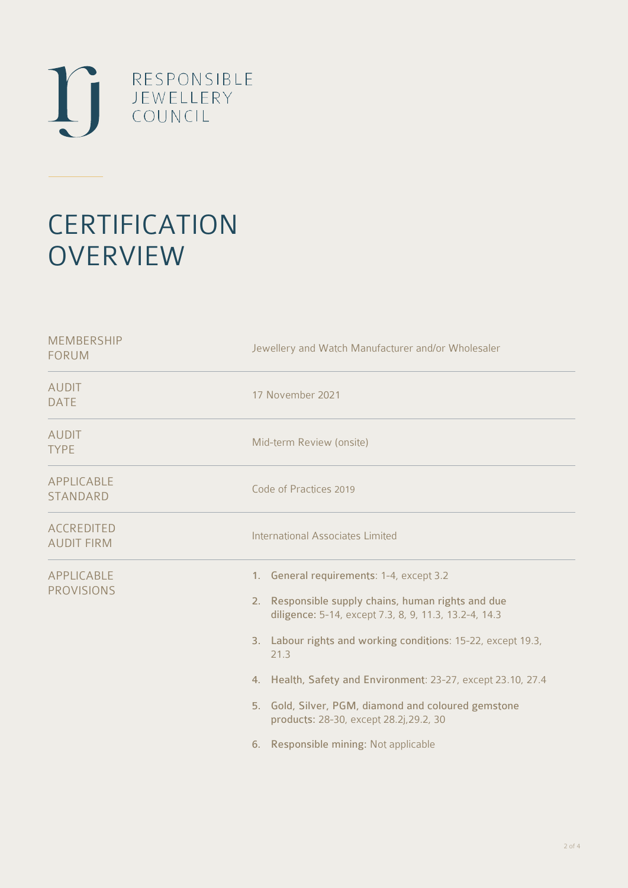RESPONSIBLE JEWELLERY COUNCIL

# CERTIFICATION OVERVIEW

| | |
|---|---|
| MEMBERSHIP FORUM | Jewellery and Watch Manufacturer and/or Wholesaler |
| AUDIT DATE | 17 November 2021 |
| AUDIT TYPE | Mid-term Review (onsite) |
| APPLICABLE STANDARD | Code of Practices 2019 |
| ACCREDITED AUDIT FIRM | International Associates Limited |
| APPLICABLE PROVISIONS | 1. **General requirements**: 1-4, except 3.2<br>2. **Responsible supply chains, human rights and due diligence**: 5-14, except 7.3, 8, 9, 11.3, 13.2-4, 14.3<br>3. **Labour rights and working conditions**: 15-22, except 19.3, 21.3<br>4. **Health, Safety and Environment**: 23-27, except 23.10, 27.4<br>5. **Gold, Silver, PGM, diamond and coloured gemstone products**: 28-30, except 28.2j,29.2, 30<br>6. **Responsible mining**: Not applicable |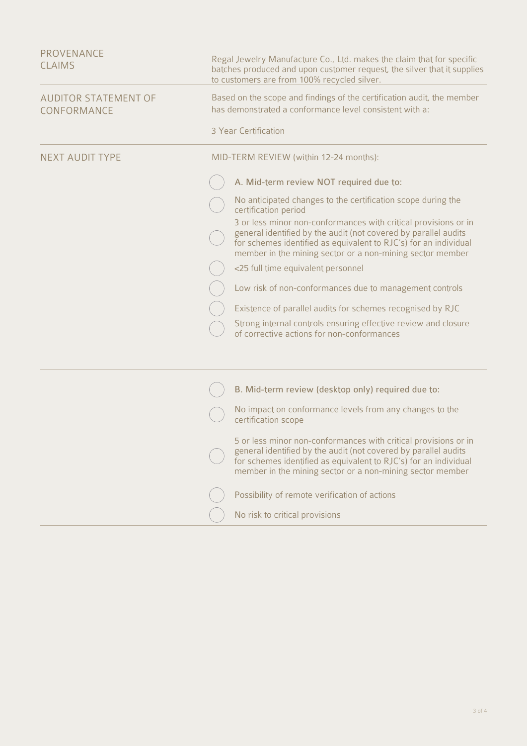| | |
|---|---|
| PROVENANCE CLAIMS | Regal Jewelry Manufacture Co., Ltd. makes the claim that for specific batches produced and upon customer request, the silver that it supplies to customers are from 100% recycled silver. |
| AUDITOR STATEMENT OF CONFORMANCE | Based on the scope and findings of the certification audit, the member has demonstrated a conformance level consistent with a:<br><br>3 Year Certification |
| NEXT AUDIT TYPE | MID-TERM REVIEW (within 12-24 months): |

- ◯ A. Mid-term review NOT required due to:
- ◯ No anticipated changes to the certification scope during the certification period
- ◯ 3 or less minor non-conformances with critical provisions or in general identified by the audit (not covered by parallel audits for schemes identified as equivalent to RJC's) for an individual member in the mining sector or a non-mining sector member
- ◯ <25 full time equivalent personnel
- ◯ Low risk of non-conformances due to management controls
- ◯ Existence of parallel audits for schemes recognised by RJC
- ◯ Strong internal controls ensuring effective review and closure of corrective actions for non-conformances

---

- ◯ B. Mid-term review (desktop only) required due to:
- ◯ No impact on conformance levels from any changes to the certification scope
- ◯ 5 or less minor non-conformances with critical provisions or in general identified by the audit (not covered by parallel audits for schemes identified as equivalent to RJC's) for an individual member in the mining sector or a non-mining sector member
- ◯ Possibility of remote verification of actions
- ◯ No risk to critical provisions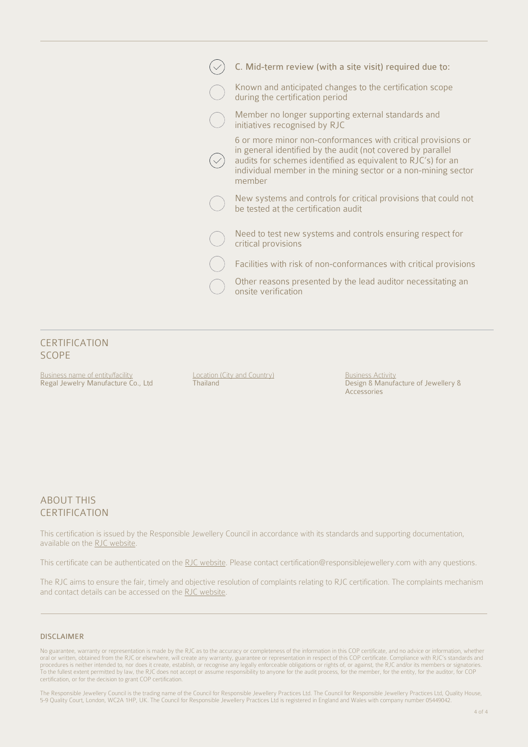- [x] C. Mid-term review (with a site visit) required due to:
- [ ] Known and anticipated changes to the certification scope during the certification period
- [ ] Member no longer supporting external standards and initiatives recognised by RJC
- [x] 6 or more minor non-conformances with critical provisions or in general identified by the audit (not covered by parallel audits for schemes identified as equivalent to RJC's) for an individual member in the mining sector or a non-mining sector member
- [ ] New systems and controls for critical provisions that could not be tested at the certification audit
- [ ] Need to test new systems and controls ensuring respect for critical provisions
- [ ] Facilities with risk of non-conformances with critical provisions
- [ ] Other reasons presented by the lead auditor necessitating an onsite verification

## CERTIFICATION SCOPE

| Business name of entity/facility | Location (City and Country) | Business Activity |
| --- | --- | --- |
| Regal Jewelry Manufacture Co., Ltd | Thailand | Design & Manufacture of Jewellery & Accessories |

## ABOUT THIS CERTIFICATION

This certification is issued by the Responsible Jewellery Council in accordance with its standards and supporting documentation, available on the RJC website.

This certificate can be authenticated on the RJC website. Please contact certification@responsiblejewellery.com with any questions.

The RJC aims to ensure the fair, timely and objective resolution of complaints relating to RJC certification. The complaints mechanism and contact details can be accessed on the RJC website.

### DISCLAIMER

No guarantee, warranty or representation is made by the RJC as to the accuracy or completeness of the information in this COP certificate, and no advice or information, whether oral or written, obtained from the RJC or elsewhere, will create any warranty, guarantee or representation in respect of this COP certificate. Compliance with RJC's standards and procedures is neither intended to, nor does it create, establish, or recognise any legally enforceable obligations or rights of, or against, the RJC and/or its members or signatories. To the fullest extent permitted by law, the RJC does not accept or assume responsibility to anyone for the audit process, for the member, for the entity, for the auditor, for COP certification, or for the decision to grant COP certification.

The Responsible Jewellery Council is the trading name of the Council for Responsible Jewellery Practices Ltd. The Council for Responsible Jewellery Practices Ltd, Quality House, 5-9 Quality Court, London, WC2A 1HP, UK. The Council for Responsible Jewellery Practices Ltd is registered in England and Wales with company number 05449042.